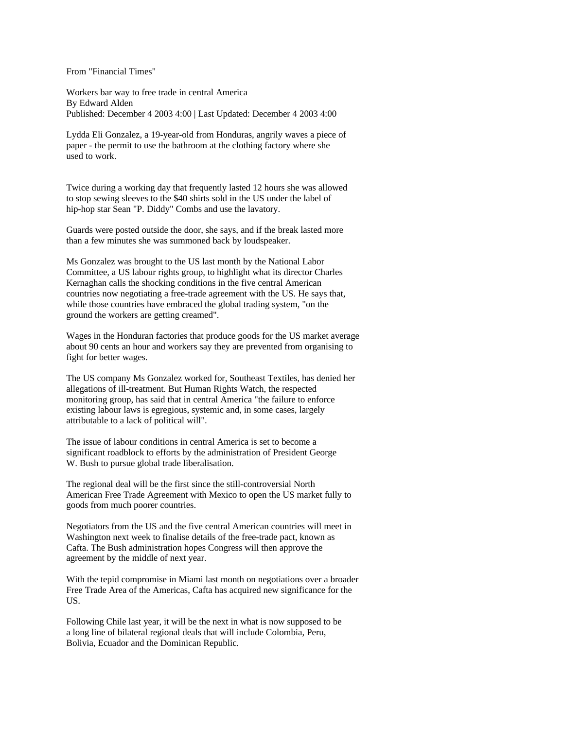From "Financial Times"

# Workers bar way to free trade in central America

By Edward Alden

Published: December 4 2003 4:00 | Last Updated: December 4 2003 4:00

Lydda Eli Gonzalez, a 19-year-old from Honduras, angrily waves a piece of paper - the permit to use the bathroom at the clothing factory where she used to work.

Twice during a working day that frequently lasted 12 hours she was allowed to stop sewing sleeves to the $40 shirts sold in the US under the label of hip-hop star Sean "P. Diddy" Combs and use the lavatory.

Guards were posted outside the door, she says, and if the break lasted more than a few minutes she was summoned back by loudspeaker.

Ms Gonzalez was brought to the US last month by the National Labor Committee, a US labour rights group, to highlight what its director Charles Kernaghan calls the shocking conditions in the five central American countries now negotiating a free-trade agreement with the US. He says that, while those countries have embraced the global trading system, "on the ground the workers are getting creamed".

Wages in the Honduran factories that produce goods for the US market average about 90 cents an hour and workers say they are prevented from organising to fight for better wages.

The US company Ms Gonzalez worked for, Southeast Textiles, has denied her allegations of ill-treatment. But Human Rights Watch, the respected monitoring group, has said that in central America "the failure to enforce existing labour laws is egregious, systemic and, in some cases, largely attributable to a lack of political will".

The issue of labour conditions in central America is set to become a significant roadblock to efforts by the administration of President George W. Bush to pursue global trade liberalisation.

The regional deal will be the first since the still-controversial North American Free Trade Agreement with Mexico to open the US market fully to goods from much poorer countries.

Negotiators from the US and the five central American countries will meet in Washington next week to finalise details of the free-trade pact, known as Cafta. The Bush administration hopes Congress will then approve the agreement by the middle of next year.

With the tepid compromise in Miami last month on negotiations over a broader Free Trade Area of the Americas, Cafta has acquired new significance for the US.

Following Chile last year, it will be the next in what is now supposed to be a long line of bilateral regional deals that will include Colombia, Peru, Bolivia, Ecuador and the Dominican Republic.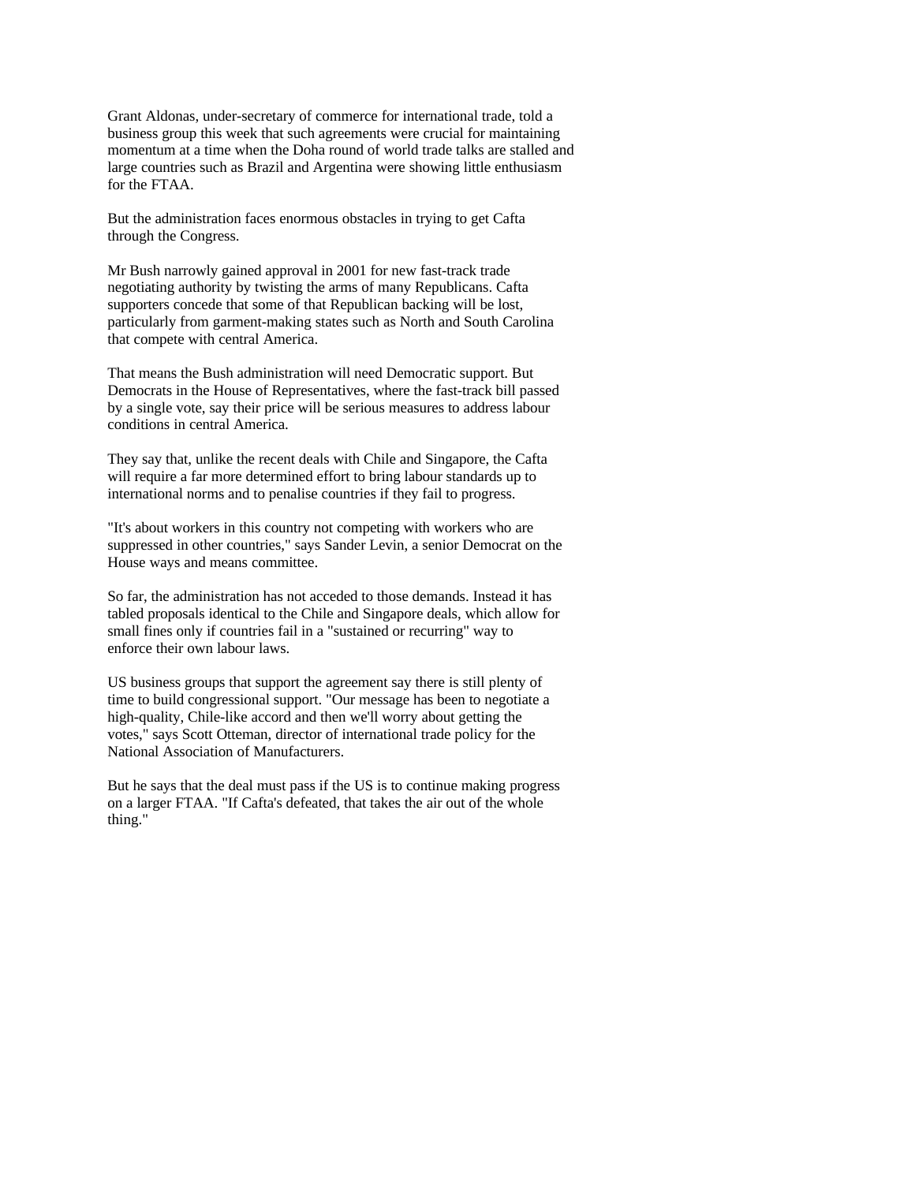Grant Aldonas, under-secretary of commerce for international trade, told a business group this week that such agreements were crucial for maintaining momentum at a time when the Doha round of world trade talks are stalled and large countries such as Brazil and Argentina were showing little enthusiasm for the FTAA.

But the administration faces enormous obstacles in trying to get Cafta through the Congress.

Mr Bush narrowly gained approval in 2001 for new fast-track trade negotiating authority by twisting the arms of many Republicans. Cafta supporters concede that some of that Republican backing will be lost, particularly from garment-making states such as North and South Carolina that compete with central America.

That means the Bush administration will need Democratic support. But Democrats in the House of Representatives, where the fast-track bill passed by a single vote, say their price will be serious measures to address labour conditions in central America.

They say that, unlike the recent deals with Chile and Singapore, the Cafta will require a far more determined effort to bring labour standards up to international norms and to penalise countries if they fail to progress.

"It's about workers in this country not competing with workers who are suppressed in other countries," says Sander Levin, a senior Democrat on the House ways and means committee.

So far, the administration has not acceded to those demands. Instead it has tabled proposals identical to the Chile and Singapore deals, which allow for small fines only if countries fail in a "sustained or recurring" way to enforce their own labour laws.

US business groups that support the agreement say there is still plenty of time to build congressional support. "Our message has been to negotiate a high-quality, Chile-like accord and then we'll worry about getting the votes," says Scott Otteman, director of international trade policy for the National Association of Manufacturers.

But he says that the deal must pass if the US is to continue making progress on a larger FTAA. "If Cafta's defeated, that takes the air out of the whole thing."